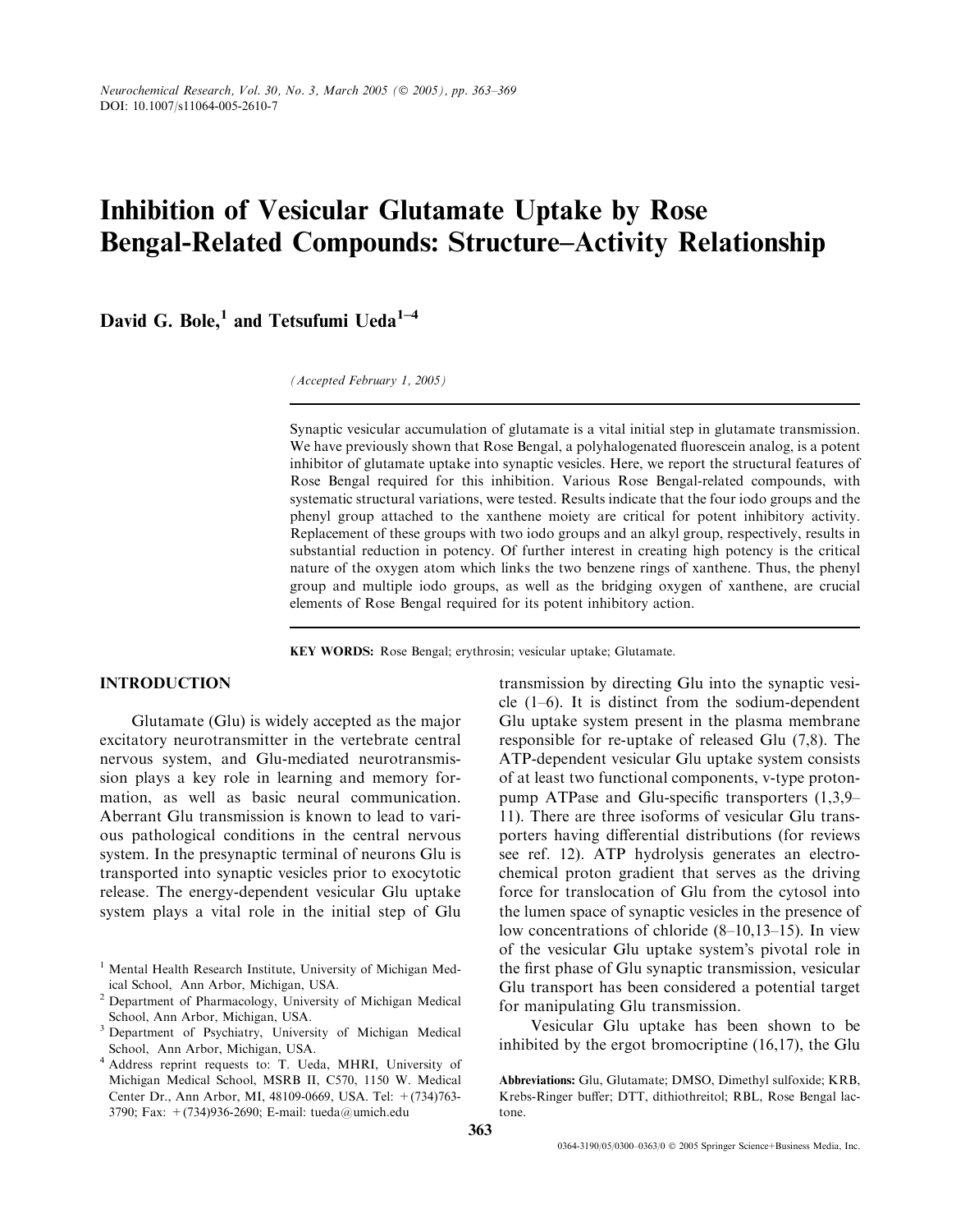# Inhibition of Vesicular Glutamate Uptake by Rose Bengal-Related Compounds: Structure–Activity Relationship

**David G. Bole,[1] and Tetsufumi Ueda[1–4]**

*(Accepted February 1, 2005)*

Synaptic vesicular accumulation of glutamate is a vital initial step in glutamate transmission. We have previously shown that Rose Bengal, a polyhalogenated fluorescein analog, is a potent inhibitor of glutamate uptake into synaptic vesicles. Here, we report the structural features of Rose Bengal required for this inhibition. Various Rose Bengal-related compounds, with systematic structural variations, were tested. Results indicate that the four iodo groups and the phenyl group attached to the xanthene moiety are critical for potent inhibitory activity. Replacement of these groups with two iodo groups and an alkyl group, respectively, results in substantial reduction in potency. Of further interest in creating high potency is the critical nature of the oxygen atom which links the two benzene rings of xanthene. Thus, the phenyl group and multiple iodo groups, as well as the bridging oxygen of xanthene, are crucial elements of Rose Bengal required for its potent inhibitory action.

**KEY WORDS:** Rose Bengal; erythrosin; vesicular uptake; Glutamate.

## INTRODUCTION

Glutamate (Glu) is widely accepted as the major excitatory neurotransmitter in the vertebrate central nervous system, and Glu-mediated neurotransmission plays a key role in learning and memory formation, as well as basic neural communication. Aberrant Glu transmission is known to lead to various pathological conditions in the central nervous system. In the presynaptic terminal of neurons Glu is transported into synaptic vesicles prior to exocytotic release. The energy-dependent vesicular Glu uptake system plays a vital role in the initial step of Glu transmission by directing Glu into the synaptic vesicle (1–6). It is distinct from the sodium-dependent Glu uptake system present in the plasma membrane responsible for re-uptake of released Glu (7,8). The ATP-dependent vesicular Glu uptake system consists of at least two functional components, v-type proton-pump ATPase and Glu-specific transporters (1,3,9–11). There are three isoforms of vesicular Glu transporters having differential distributions (for reviews see ref. 12). ATP hydrolysis generates an electrochemical proton gradient that serves as the driving force for translocation of Glu from the cytosol into the lumen space of synaptic vesicles in the presence of low concentrations of chloride (8–10,13–15). In view of the vesicular Glu uptake system's pivotal role in the first phase of Glu synaptic transmission, vesicular Glu transport has been considered a potential target for manipulating Glu transmission.

Vesicular Glu uptake has been shown to be inhibited by the ergot bromocriptine (16,17), the Glu

[1] Mental Health Research Institute, University of Michigan Medical School, Ann Arbor, Michigan, USA.

[2] Department of Pharmacology, University of Michigan Medical School, Ann Arbor, Michigan, USA.

[3] Department of Psychiatry, University of Michigan Medical School, Ann Arbor, Michigan, USA.

[4] Address reprint requests to: T. Ueda, MHRI, University of Michigan Medical School, MSRB II, C570, 1150 W. Medical Center Dr., Ann Arbor, MI, 48109-0669, USA. Tel: +(734)763-3790; Fax: +(734)936-2690; E-mail: tueda@umich.edu

**Abbreviations:** Glu, Glutamate; DMSO, Dimethyl sulfoxide; KRB, Krebs-Ringer buffer; DTT, dithiothreitol; RBL, Rose Bengal lactone.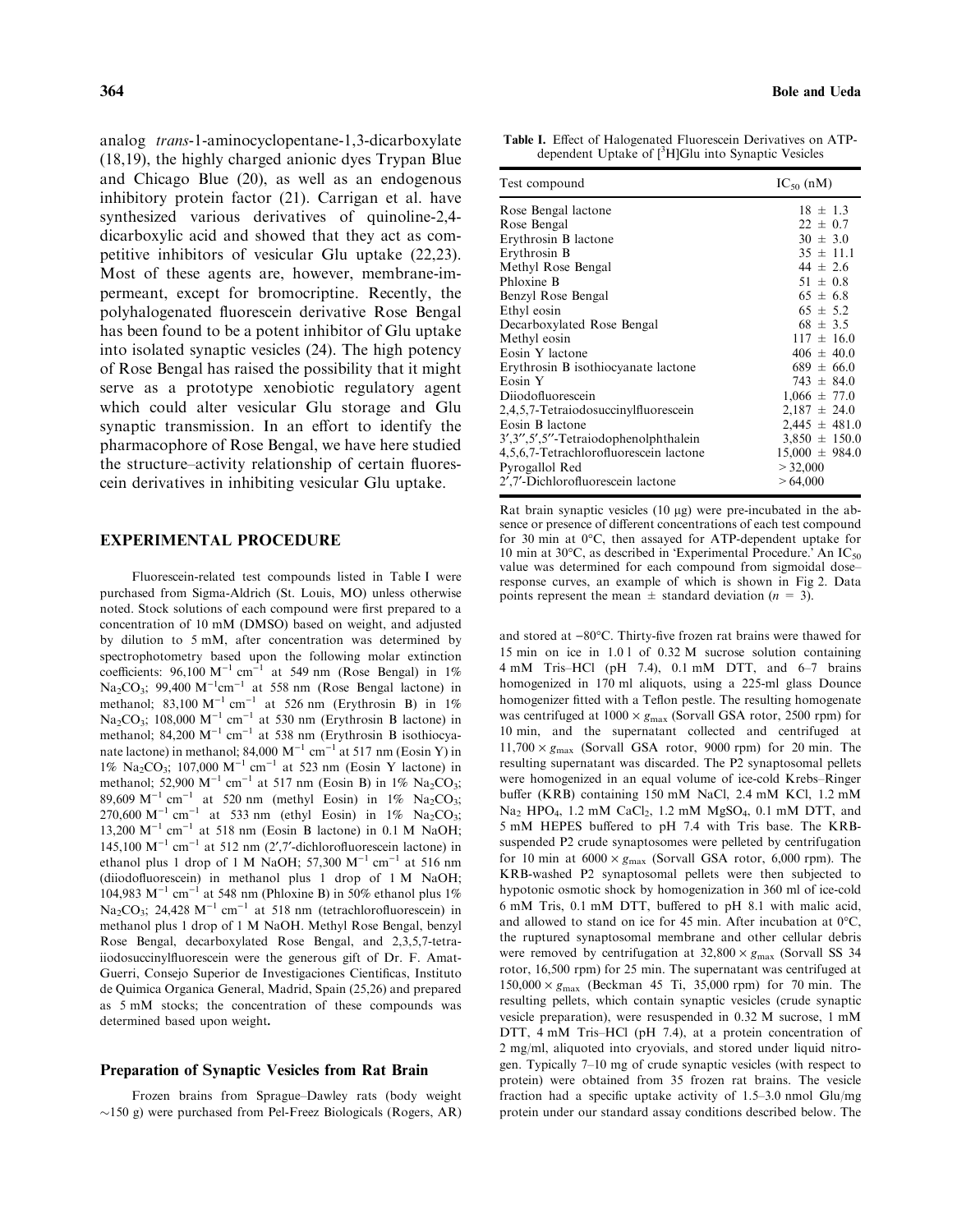analog *trans*-1-aminocyclopentane-1,3-dicarboxylate (18,19), the highly charged anionic dyes Trypan Blue and Chicago Blue (20), as well as an endogenous inhibitory protein factor (21). Carrigan et al. have synthesized various derivatives of quinoline-2,4-dicarboxylic acid and showed that they act as competitive inhibitors of vesicular Glu uptake (22,23). Most of these agents are, however, membrane-impermeant, except for bromocriptine. Recently, the polyhalogenated fluorescein derivative Rose Bengal has been found to be a potent inhibitor of Glu uptake into isolated synaptic vesicles (24). The high potency of Rose Bengal has raised the possibility that it might serve as a prototype xenobiotic regulatory agent which could alter vesicular Glu storage and Glu synaptic transmission. In an effort to identify the pharmacophore of Rose Bengal, we have here studied the structure–activity relationship of certain fluorescein derivatives in inhibiting vesicular Glu uptake.

## EXPERIMENTAL PROCEDURE

Fluorescein-related test compounds listed in Table I were purchased from Sigma-Aldrich (St. Louis, MO) unless otherwise noted. Stock solutions of each compound were first prepared to a concentration of 10 mM (DMSO) based on weight, and adjusted by dilution to 5 mM, after concentration was determined by spectrophotometry based upon the following molar extinction coefficients: 96,100 $M^{-1}$ $cm^{-1}$ at 549 nm (Rose Bengal) in 1% $Na_2CO_3$; 99,400 $M^{-1}cm^{-1}$ at 558 nm (Rose Bengal lactone) in methanol; 83,100 $M^{-1}$ $cm^{-1}$ at 526 nm (Erythrosin B) in 1% $Na_2CO_3$; 108,000 $M^{-1}$ $cm^{-1}$ at 530 nm (Erythrosin B lactone) in methanol; 84,200 $M^{-1}$ $cm^{-1}$ at 538 nm (Erythrosin B isothiocyanate lactone) in methanol; 84,000 $M^{-1}$ $cm^{-1}$ at 517 nm (Eosin Y) in 1% $Na_2CO_3$; 107,000 $M^{-1}$ $cm^{-1}$ at 523 nm (Eosin Y lactone) in methanol; 52,900 $M^{-1}$ $cm^{-1}$ at 517 nm (Eosin B) in 1% $Na_2CO_3$; 89,609 $M^{-1}$ $cm^{-1}$ at 520 nm (methyl Eosin) in 1% $Na_2CO_3$; 270,600 $M^{-1}$ $cm^{-1}$ at 533 nm (ethyl Eosin) in 1% $Na_2CO_3$; 13,200 $M^{-1}$ $cm^{-1}$ at 518 nm (Eosin B lactone) in 0.1 M NaOH; 145,100 $M^{-1}$ $cm^{-1}$ at 512 nm (2′,7′-dichlorofluorescein lactone) in ethanol plus 1 drop of 1 M NaOH; 57,300 $M^{-1}$ $cm^{-1}$ at 516 nm (diiodofluorescein) in methanol plus 1 drop of 1 M NaOH; 104,983 $M^{-1}$ $cm^{-1}$ at 548 nm (Phloxine B) in 50% ethanol plus 1% $Na_2CO_3$; 24,428 $M^{-1}$ $cm^{-1}$ at 518 nm (tetrachlorofluorescein) in methanol plus 1 drop of 1 M NaOH. Methyl Rose Bengal, benzyl Rose Bengal, decarboxylated Rose Bengal, and 2,3,5,7-tetra-iiodosuccinylfluorescein were the generous gift of Dr. F. Amat-Guerri, Consejo Superior de Investigaciones Cientificas, Instituto de Quimica Organica General, Madrid, Spain (25,26) and prepared as 5 mM stocks; the concentration of these compounds was determined based upon weight.

### Preparation of Synaptic Vesicles from Rat Brain

Frozen brains from Sprague–Dawley rats (body weight ~150 g) were purchased from Pel-Freez Biologicals (Rogers, AR) and stored at −80°C. Thirty-five frozen rat brains were thawed for 15 min on ice in 1.0 l of 0.32 M sucrose solution containing 4 mM Tris–HCl (pH 7.4), 0.1 mM DTT, and 6–7 brains homogenized in 170 ml aliquots, using a 225-ml glass Dounce homogenizer fitted with a Teflon pestle. The resulting homogenate was centrifuged at $1000 \times g_{max}$ (Sorvall GSA rotor, 2500 rpm) for 10 min, and the supernatant collected and centrifuged at $11{,}700 \times g_{max}$ (Sorvall GSA rotor, 9000 rpm) for 20 min. The resulting supernatant was discarded. The P2 synaptosomal pellets were homogenized in an equal volume of ice-cold Krebs–Ringer buffer (KRB) containing 150 mM NaCl, 2.4 mM KCl, 1.2 mM $Na_2$ $HPO_4$, 1.2 mM $CaCl_2$, 1.2 mM $MgSO_4$, 0.1 mM DTT, and 5 mM HEPES buffered to pH 7.4 with Tris base. The KRB-suspended P2 crude synaptosomes were pelleted by centrifugation for 10 min at $6000 \times g_{max}$ (Sorvall GSA rotor, 6,000 rpm). The KRB-washed P2 synaptosomal pellets were then subjected to hypotonic osmotic shock by homogenization in 360 ml of ice-cold 6 mM Tris, 0.1 mM DTT, buffered to pH 8.1 with malic acid, and allowed to stand on ice for 45 min. After incubation at 0°C, the ruptured synaptosomal membrane and other cellular debris were removed by centrifugation at $32{,}800 \times g_{max}$ (Sorvall SS 34 rotor, 16,500 rpm) for 25 min. The supernatant was centrifuged at $150{,}000 \times g_{max}$ (Beckman 45 Ti, 35,000 rpm) for 70 min. The resulting pellets, which contain synaptic vesicles (crude synaptic vesicle preparation), were resuspended in 0.32 M sucrose, 1 mM DTT, 4 mM Tris–HCl (pH 7.4), at a protein concentration of 2 mg/ml, aliquoted into cryovials, and stored under liquid nitrogen. Typically 7–10 mg of crude synaptic vesicles (with respect to protein) were obtained from 35 frozen rat brains. The vesicle fraction had a specific uptake activity of 1.5–3.0 nmol Glu/mg protein under our standard assay conditions described below. The

**Table I.** Effect of Halogenated Fluorescein Derivatives on ATP-dependent Uptake of [$^3$H]Glu into Synaptic Vesicles

| Test compound | $IC_{50}$ (nM) |
|---|---|
| Rose Bengal lactone | 18 ± 1.3 |
| Rose Bengal | 22 ± 0.7 |
| Erythrosin B lactone | 30 ± 3.0 |
| Erythrosin B | 35 ± 11.1 |
| Methyl Rose Bengal | 44 ± 2.6 |
| Phloxine B | 51 ± 0.8 |
| Benzyl Rose Bengal | 65 ± 6.8 |
| Ethyl eosin | 65 ± 5.2 |
| Decarboxylated Rose Bengal | 68 ± 3.5 |
| Methyl eosin | 117 ± 16.0 |
| Eosin Y lactone | 406 ± 40.0 |
| Erythrosin B isothiocyanate lactone | 689 ± 66.0 |
| Eosin Y | 743 ± 84.0 |
| Diiodofluorescein | 1,066 ± 77.0 |
| 2,4,5,7-Tetraiodosuccinylfluorescein | 2,187 ± 24.0 |
| Eosin B lactone | 2,445 ± 481.0 |
| 3′,3″,5′,5″-Tetraiodophenolphthalein | 3,850 ± 150.0 |
| 4,5,6,7-Tetrachlorofluorescein lactone | 15,000 ± 984.0 |
| Pyrogallol Red | > 32,000 |
| 2′,7′-Dichlorofluorescein lactone | > 64,000 |

Rat brain synaptic vesicles (10 μg) were pre-incubated in the absence or presence of different concentrations of each test compound for 30 min at 0°C, then assayed for ATP-dependent uptake for 10 min at 30°C, as described in 'Experimental Procedure.' An $IC_{50}$ value was determined for each compound from sigmoidal dose–response curves, an example of which is shown in Fig 2. Data points represent the mean ± standard deviation ($n$ = 3).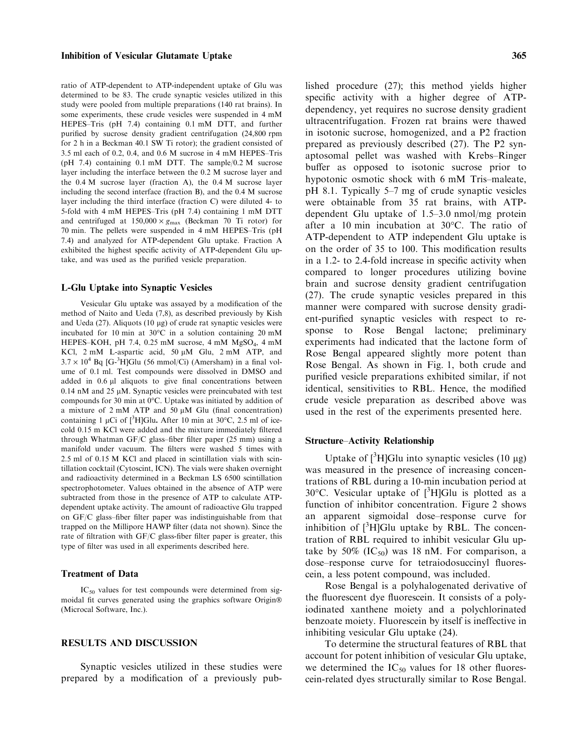ratio of ATP-dependent to ATP-independent uptake of Glu was determined to be 83. The crude synaptic vesicles utilized in this study were pooled from multiple preparations (140 rat brains). In some experiments, these crude vesicles were suspended in 4 mM HEPES–Tris (pH 7.4) containing 0.1 mM DTT, and further purified by sucrose density gradient centrifugation (24,800 rpm for 2 h in a Beckman 40.1 SW Ti rotor); the gradient consisted of 3.5 ml each of 0.2, 0.4, and 0.6 M sucrose in 4 mM HEPES–Tris (pH 7.4) containing 0.1 mM DTT. The sample/0.2 M sucrose layer including the interface between the 0.2 M sucrose layer and the 0.4 M sucrose layer (fraction A), the 0.4 M sucrose layer including the second interface (fraction B), and the 0.4 M sucrose layer including the third interface (fraction C) were diluted 4- to 5-fold with 4 mM HEPES–Tris (pH 7.4) containing 1 mM DTT and centrifuged at $150{,}000 \times g_{max}$ (Beckman 70 Ti rotor) for 70 min. The pellets were suspended in 4 mM HEPES–Tris (pH 7.4) and analyzed for ATP-dependent Glu uptake. Fraction A exhibited the highest specific activity of ATP-dependent Glu uptake, and was used as the purified vesicle preparation.

### L-Glu Uptake into Synaptic Vesicles

Vesicular Glu uptake was assayed by a modification of the method of Naito and Ueda (7,8), as described previously by Kish and Ueda (27). Aliquots (10 μg) of crude rat synaptic vesicles were incubated for 10 min at 30°C in a solution containing 20 mM HEPES–KOH, pH 7.4, 0.25 mM sucrose, 4 mM $MgSO_4$, 4 mM KCl, 2 mM L-aspartic acid, 50 μM Glu, 2 mM ATP, and $3.7 \times 10^4$ Bq [G-$^3$H]Glu (56 mmol/Ci) (Amersham) in a final volume of 0.1 ml. Test compounds were dissolved in DMSO and added in 0.6 μl aliquots to give final concentrations between 0.14 nM and 25 μM. Synaptic vesicles were preincubated with test compounds for 30 min at 0°C. Uptake was initiated by addition of a mixture of 2 mM ATP and 50 μM Glu (final concentration) containing 1 μCi of [$^3$H]Glu. After 10 min at 30°C, 2.5 ml of ice-cold 0.15 m KCl were added and the mixture immediately filtered through Whatman GF/C glass–fiber filter paper (25 mm) using a manifold under vacuum. The filters were washed 5 times with 2.5 ml of 0.15 M KCl and placed in scintillation vials with scintillation cocktail (Cytoscint, ICN). The vials were shaken overnight and radioactivity determined in a Beckman LS 6500 scintillation spectrophotometer. Values obtained in the absence of ATP were subtracted from those in the presence of ATP to calculate ATP-dependent uptake activity. The amount of radioactive Glu trapped on GF/C glass–fiber filter paper was indistinguishable from that trapped on the Millipore HAWP filter (data not shown). Since the rate of filtration with GF/C glass-fiber filter paper is greater, this type of filter was used in all experiments described here.

### Treatment of Data

$IC_{50}$ values for test compounds were determined from sigmoidal fit curves generated using the graphics software Origin® (Microcal Software, Inc.).

## RESULTS AND DISCUSSION

Synaptic vesicles utilized in these studies were prepared by a modification of a previously published procedure (27); this method yields higher specific activity with a higher degree of ATP-dependency, yet requires no sucrose density gradient ultracentrifugation. Frozen rat brains were thawed in isotonic sucrose, homogenized, and a P2 fraction prepared as previously described (27). The P2 synaptosomal pellet was washed with Krebs–Ringer buffer as opposed to isotonic sucrose prior to hypotonic osmotic shock with 6 mM Tris–maleate, pH 8.1. Typically 5–7 mg of crude synaptic vesicles were obtainable from 35 rat brains, with ATP-dependent Glu uptake of 1.5–3.0 nmol/mg protein after a 10 min incubation at 30°C. The ratio of ATP-dependent to ATP independent Glu uptake is on the order of 35 to 100. This modification results in a 1.2- to 2.4-fold increase in specific activity when compared to longer procedures utilizing bovine brain and sucrose density gradient centrifugation (27). The crude synaptic vesicles prepared in this manner were compared with sucrose density gradient-purified synaptic vesicles with respect to response to Rose Bengal lactone; preliminary experiments had indicated that the lactone form of Rose Bengal appeared slightly more potent than Rose Bengal. As shown in Fig. 1, both crude and purified vesicle preparations exhibited similar, if not identical, sensitivities to RBL. Hence, the modified crude vesicle preparation as described above was used in the rest of the experiments presented here.

### Structure–Activity Relationship

Uptake of [$^3$H]Glu into synaptic vesicles (10 μg) was measured in the presence of increasing concentrations of RBL during a 10-min incubation period at 30°C. Vesicular uptake of [$^3$H]Glu is plotted as a function of inhibitor concentration. Figure 2 shows an apparent sigmoidal dose–response curve for inhibition of [$^3$H]Glu uptake by RBL. The concentration of RBL required to inhibit vesicular Glu uptake by 50% ($IC_{50}$) was 18 nM. For comparison, a dose–response curve for tetraiodosuccinyl fluorescein, a less potent compound, was included.

Rose Bengal is a polyhalogenated derivative of the fluorescent dye fluorescein. It consists of a polyiodinated xanthene moiety and a polychlorinated benzoate moiety. Fluorescein by itself is ineffective in inhibiting vesicular Glu uptake (24).

To determine the structural features of RBL that account for potent inhibition of vesicular Glu uptake, we determined the $IC_{50}$ values for 18 other fluorescein-related dyes structurally similar to Rose Bengal.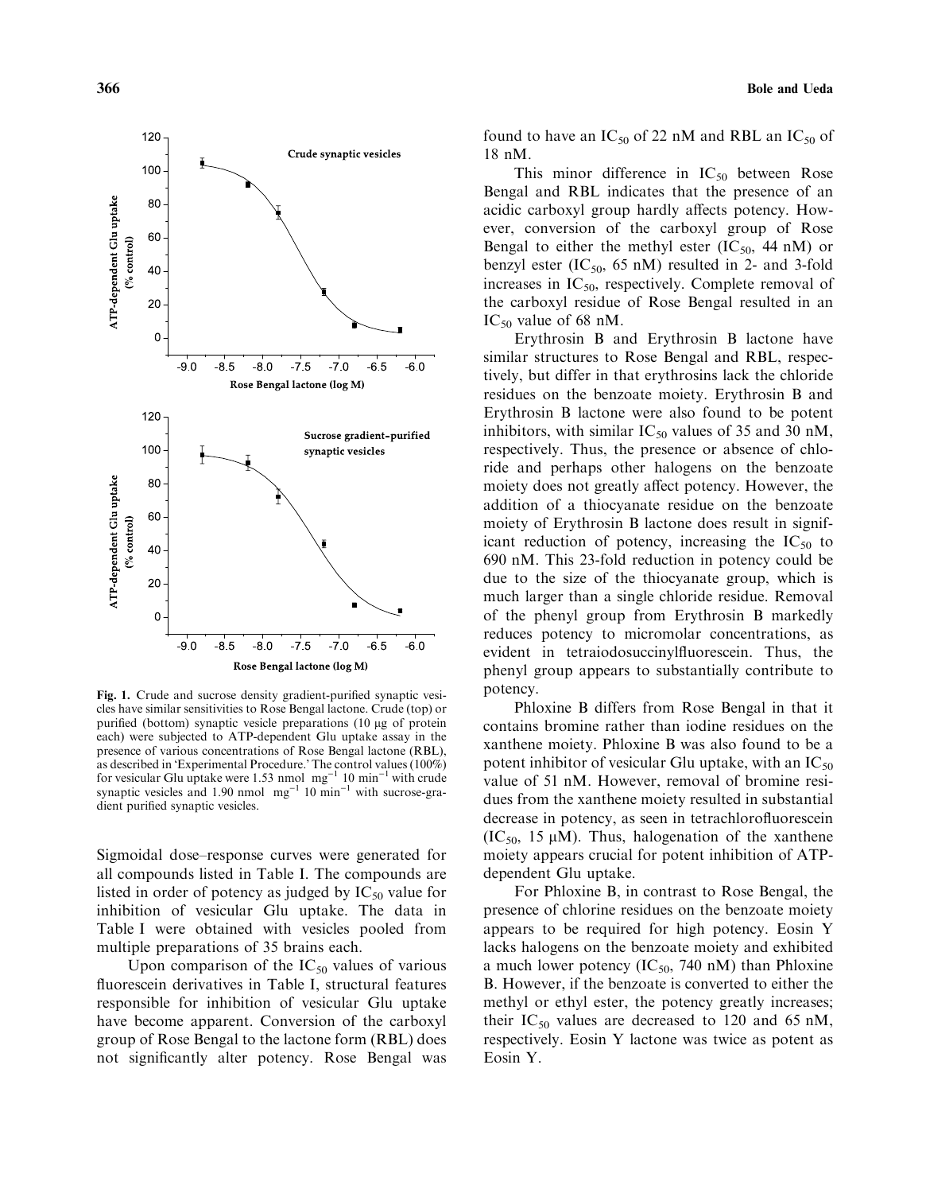**Fig. 1.** Crude and sucrose density gradient-purified synaptic vesicles have similar sensitivities to Rose Bengal lactone. Crude (top) or purified (bottom) synaptic vesicle preparations (10 μg of protein each) were subjected to ATP-dependent Glu uptake assay in the presence of various concentrations of Rose Bengal lactone (RBL), as described in 'Experimental Procedure.' The control values (100%) for vesicular Glu uptake were 1.53 nmol $mg^{-1}$ 10 $min^{-1}$ with crude synaptic vesicles and 1.90 nmol $mg^{-1}$ 10 $min^{-1}$ with sucrose-gradient purified synaptic vesicles.

Sigmoidal dose–response curves were generated for all compounds listed in Table I. The compounds are listed in order of potency as judged by $IC_{50}$ value for inhibition of vesicular Glu uptake. The data in Table I were obtained with vesicles pooled from multiple preparations of 35 brains each.

Upon comparison of the $IC_{50}$ values of various fluorescein derivatives in Table I, structural features responsible for inhibition of vesicular Glu uptake have become apparent. Conversion of the carboxyl group of Rose Bengal to the lactone form (RBL) does not significantly alter potency. Rose Bengal was found to have an $IC_{50}$ of 22 nM and RBL an $IC_{50}$ of 18 nM.

This minor difference in $IC_{50}$ between Rose Bengal and RBL indicates that the presence of an acidic carboxyl group hardly affects potency. However, conversion of the carboxyl group of Rose Bengal to either the methyl ester ($IC_{50}$, 44 nM) or benzyl ester ($IC_{50}$, 65 nM) resulted in 2- and 3-fold increases in $IC_{50}$, respectively. Complete removal of the carboxyl residue of Rose Bengal resulted in an $IC_{50}$ value of 68 nM.

Erythrosin B and Erythrosin B lactone have similar structures to Rose Bengal and RBL, respectively, but differ in that erythrosins lack the chloride residues on the benzoate moiety. Erythrosin B and Erythrosin B lactone were also found to be potent inhibitors, with similar $IC_{50}$ values of 35 and 30 nM, respectively. Thus, the presence or absence of chloride and perhaps other halogens on the benzoate moiety does not greatly affect potency. However, the addition of a thiocyanate residue on the benzoate moiety of Erythrosin B lactone does result in significant reduction of potency, increasing the $IC_{50}$ to 690 nM. This 23-fold reduction in potency could be due to the size of the thiocyanate group, which is much larger than a single chloride residue. Removal of the phenyl group from Erythrosin B markedly reduces potency to micromolar concentrations, as evident in tetraiodosuccinylfluorescein. Thus, the phenyl group appears to substantially contribute to potency.

Phloxine B differs from Rose Bengal in that it contains bromine rather than iodine residues on the xanthene moiety. Phloxine B was also found to be a potent inhibitor of vesicular Glu uptake, with an $IC_{50}$ value of 51 nM. However, removal of bromine residues from the xanthene moiety resulted in substantial decrease in potency, as seen in tetrachlorofluorescein ($IC_{50}$, 15 μM). Thus, halogenation of the xanthene moiety appears crucial for potent inhibition of ATP-dependent Glu uptake.

For Phloxine B, in contrast to Rose Bengal, the presence of chlorine residues on the benzoate moiety appears to be required for high potency. Eosin Y lacks halogens on the benzoate moiety and exhibited a much lower potency ($IC_{50}$, 740 nM) than Phloxine B. However, if the benzoate is converted to either the methyl or ethyl ester, the potency greatly increases; their $IC_{50}$ values are decreased to 120 and 65 nM, respectively. Eosin Y lactone was twice as potent as Eosin Y.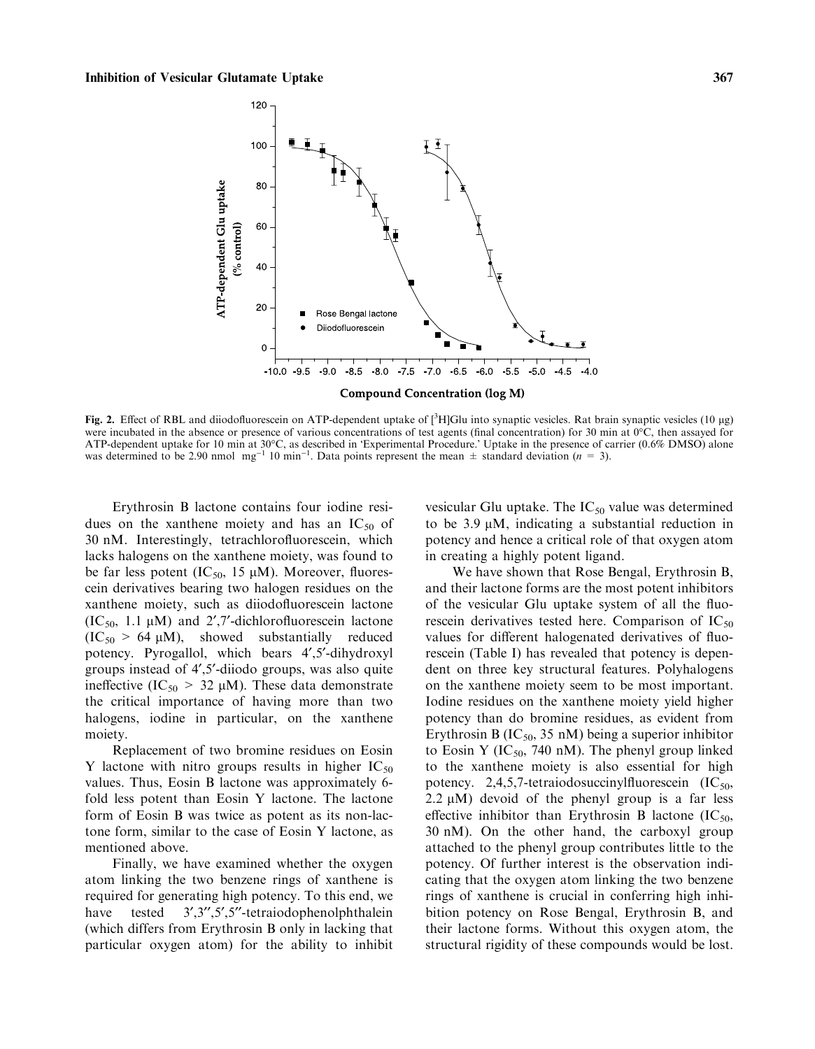Fig. 2. Effect of RBL and diiodofluorescein on ATP-dependent uptake of [$^{3}$H]Glu into synaptic vesicles. Rat brain synaptic vesicles (10 μg) were incubated in the absence or presence of various concentrations of test agents (final concentration) for 30 min at 0°C, then assayed for ATP-dependent uptake for 10 min at 30°C, as described in 'Experimental Procedure.' Uptake in the presence of carrier (0.6% DMSO) alone was determined to be 2.90 nmol $mg^{-1}$ 10 $min^{-1}$. Data points represent the mean ± standard deviation ($n$ = 3).

Erythrosin B lactone contains four iodine residues on the xanthene moiety and has an $IC_{50}$ of 30 nM. Interestingly, tetrachlorofluorescein, which lacks halogens on the xanthene moiety, was found to be far less potent ($IC_{50}$, 15 μM). Moreover, fluorescein derivatives bearing two halogen residues on the xanthene moiety, such as diiodofluorescein lactone ($IC_{50}$, 1.1 μM) and 2′,7′-dichlorofluorescein lactone ($IC_{50}$ > 64 μM), showed substantially reduced potency. Pyrogallol, which bears 4′,5′-dihydroxyl groups instead of 4′,5′-diiodo groups, was also quite ineffective ($IC_{50}$ > 32 μM). These data demonstrate the critical importance of having more than two halogens, iodine in particular, on the xanthene moiety.

Replacement of two bromine residues on Eosin Y lactone with nitro groups results in higher $IC_{50}$ values. Thus, Eosin B lactone was approximately 6-fold less potent than Eosin Y lactone. The lactone form of Eosin B was twice as potent as its non-lactone form, similar to the case of Eosin Y lactone, as mentioned above.

Finally, we have examined whether the oxygen atom linking the two benzene rings of xanthene is required for generating high potency. To this end, we have tested 3′,3″,5′,5″-tetraiodophenolphthalein (which differs from Erythrosin B only in lacking that particular oxygen atom) for the ability to inhibit vesicular Glu uptake. The $IC_{50}$ value was determined to be 3.9 μM, indicating a substantial reduction in potency and hence a critical role of that oxygen atom in creating a highly potent ligand.

We have shown that Rose Bengal, Erythrosin B, and their lactone forms are the most potent inhibitors of the vesicular Glu uptake system of all the fluorescein derivatives tested here. Comparison of $IC_{50}$ values for different halogenated derivatives of fluorescein (Table I) has revealed that potency is dependent on three key structural features. Polyhalogens on the xanthene moiety seem to be most important. Iodine residues on the xanthene moiety yield higher potency than do bromine residues, as evident from Erythrosin B ($IC_{50}$, 35 nM) being a superior inhibitor to Eosin Y ($IC_{50}$, 740 nM). The phenyl group linked to the xanthene moiety is also essential for high potency. 2,4,5,7-tetraiodosuccinylfluorescein ($IC_{50}$, 2.2 μM) devoid of the phenyl group is a far less effective inhibitor than Erythrosin B lactone ($IC_{50}$, 30 nM). On the other hand, the carboxyl group attached to the phenyl group contributes little to the potency. Of further interest is the observation indicating that the oxygen atom linking the two benzene rings of xanthene is crucial in conferring high inhibition potency on Rose Bengal, Erythrosin B, and their lactone forms. Without this oxygen atom, the structural rigidity of these compounds would be lost.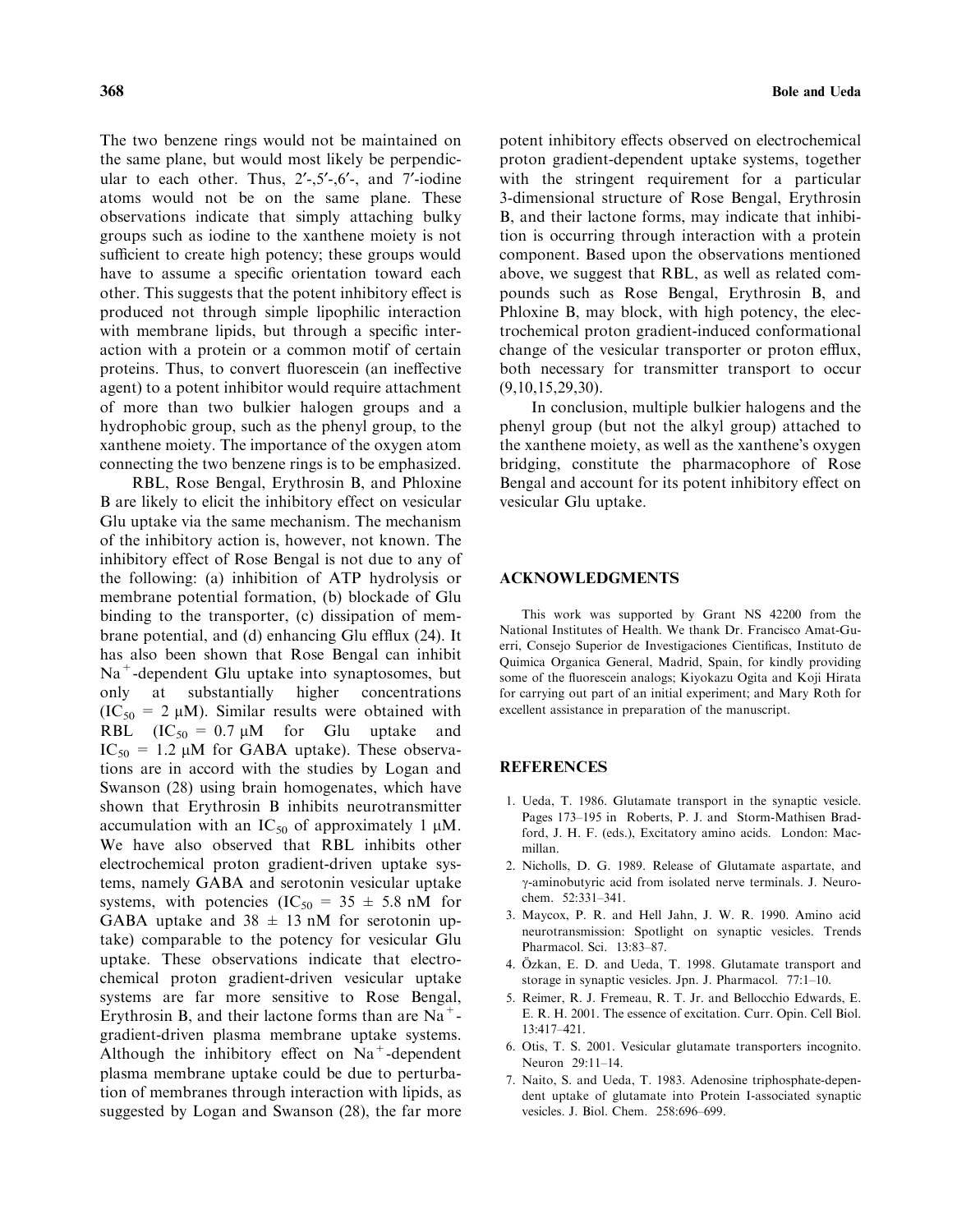The two benzene rings would not be maintained on the same plane, but would most likely be perpendicular to each other. Thus, 2′-,5′-,6′-, and 7′-iodine atoms would not be on the same plane. These observations indicate that simply attaching bulky groups such as iodine to the xanthene moiety is not sufficient to create high potency; these groups would have to assume a specific orientation toward each other. This suggests that the potent inhibitory effect is produced not through simple lipophilic interaction with membrane lipids, but through a specific interaction with a protein or a common motif of certain proteins. Thus, to convert fluorescein (an ineffective agent) to a potent inhibitor would require attachment of more than two bulkier halogen groups and a hydrophobic group, such as the phenyl group, to the xanthene moiety. The importance of the oxygen atom connecting the two benzene rings is to be emphasized.

RBL, Rose Bengal, Erythrosin B, and Phloxine B are likely to elicit the inhibitory effect on vesicular Glu uptake via the same mechanism. The mechanism of the inhibitory action is, however, not known. The inhibitory effect of Rose Bengal is not due to any of the following: (a) inhibition of ATP hydrolysis or membrane potential formation, (b) blockade of Glu binding to the transporter, (c) dissipation of membrane potential, and (d) enhancing Glu efflux (24). It has also been shown that Rose Bengal can inhibit $Na^+$-dependent Glu uptake into synaptosomes, but only at substantially higher concentrations ($IC_{50}$ = 2 μM). Similar results were obtained with RBL ($IC_{50}$ = 0.7 μM for Glu uptake and $IC_{50}$ = 1.2 μM for GABA uptake). These observations are in accord with the studies by Logan and Swanson (28) using brain homogenates, which have shown that Erythrosin B inhibits neurotransmitter accumulation with an $IC_{50}$ of approximately 1 μM. We have also observed that RBL inhibits other electrochemical proton gradient-driven uptake systems, namely GABA and serotonin vesicular uptake systems, with potencies ($IC_{50}$ = 35 ± 5.8 nM for GABA uptake and 38 ± 13 nM for serotonin uptake) comparable to the potency for vesicular Glu uptake. These observations indicate that electrochemical proton gradient-driven vesicular uptake systems are far more sensitive to Rose Bengal, Erythrosin B, and their lactone forms than are $Na^+$-gradient-driven plasma membrane uptake systems. Although the inhibitory effect on $Na^+$-dependent plasma membrane uptake could be due to perturbation of membranes through interaction with lipids, as suggested by Logan and Swanson (28), the far more potent inhibitory effects observed on electrochemical proton gradient-dependent uptake systems, together with the stringent requirement for a particular 3-dimensional structure of Rose Bengal, Erythrosin B, and their lactone forms, may indicate that inhibition is occurring through interaction with a protein component. Based upon the observations mentioned above, we suggest that RBL, as well as related compounds such as Rose Bengal, Erythrosin B, and Phloxine B, may block, with high potency, the electrochemical proton gradient-induced conformational change of the vesicular transporter or proton efflux, both necessary for transmitter transport to occur (9,10,15,29,30).

In conclusion, multiple bulkier halogens and the phenyl group (but not the alkyl group) attached to the xanthene moiety, as well as the xanthene's oxygen bridging, constitute the pharmacophore of Rose Bengal and account for its potent inhibitory effect on vesicular Glu uptake.

## ACKNOWLEDGMENTS

This work was supported by Grant NS 42200 from the National Institutes of Health. We thank Dr. Francisco Amat-Guerri, Consejo Superior de Investigaciones Cientificas, Instituto de Quimica Organica General, Madrid, Spain, for kindly providing some of the fluorescein analogs; Kiyokazu Ogita and Koji Hirata for carrying out part of an initial experiment; and Mary Roth for excellent assistance in preparation of the manuscript.

## REFERENCES

1. Ueda, T. 1986. Glutamate transport in the synaptic vesicle. Pages 173–195 in Roberts, P. J. and Storm-Mathisen Bradford, J. H. F. (eds.), Excitatory amino acids. London: Macmillan.
2. Nicholls, D. G. 1989. Release of Glutamate aspartate, and γ-aminobutyric acid from isolated nerve terminals. J. Neurochem. 52:331–341.
3. Maycox, P. R. and Hell Jahn, J. W. R. 1990. Amino acid neurotransmission: Spotlight on synaptic vesicles. Trends Pharmacol. Sci. 13:83–87.
4. Özkan, E. D. and Ueda, T. 1998. Glutamate transport and storage in synaptic vesicles. Jpn. J. Pharmacol. 77:1–10.
5. Reimer, R. J. Fremeau, R. T. Jr. and Bellocchio Edwards, E. E. R. H. 2001. The essence of excitation. Curr. Opin. Cell Biol. 13:417–421.
6. Otis, T. S. 2001. Vesicular glutamate transporters incognito. Neuron 29:11–14.
7. Naito, S. and Ueda, T. 1983. Adenosine triphosphate-dependent uptake of glutamate into Protein I-associated synaptic vesicles. J. Biol. Chem. 258:696–699.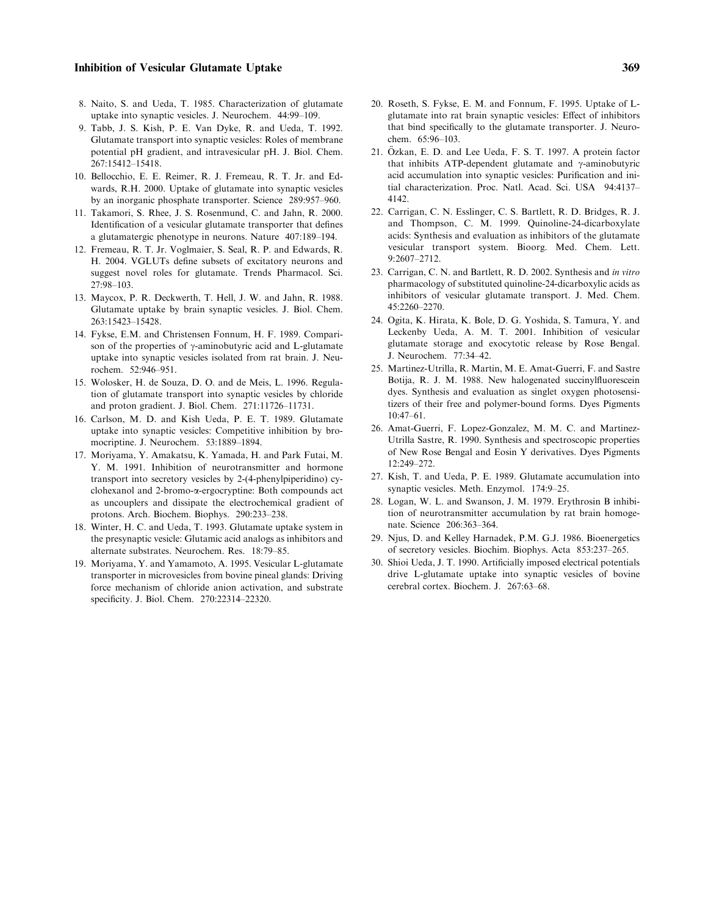8. Naito, S. and Ueda, T. 1985. Characterization of glutamate uptake into synaptic vesicles. J. Neurochem. 44:99–109.
9. Tabb, J. S. Kish, P. E. Van Dyke, R. and Ueda, T. 1992. Glutamate transport into synaptic vesicles: Roles of membrane potential pH gradient, and intravesicular pH. J. Biol. Chem. 267:15412–15418.
10. Bellocchio, E. E. Reimer, R. J. Fremeau, R. T. Jr. and Edwards, R.H. 2000. Uptake of glutamate into synaptic vesicles by an inorganic phosphate transporter. Science 289:957–960.
11. Takamori, S. Rhee, J. S. Rosenmund, C. and Jahn, R. 2000. Identification of a vesicular glutamate transporter that defines a glutamatergic phenotype in neurons. Nature 407:189–194.
12. Fremeau, R. T. Jr. Voglmaier, S. Seal, R. P. and Edwards, R. H. 2004. VGLUTs define subsets of excitatory neurons and suggest novel roles for glutamate. Trends Pharmacol. Sci. 27:98–103.
13. Maycox, P. R. Deckwerth, T. Hell, J. W. and Jahn, R. 1988. Glutamate uptake by brain synaptic vesicles. J. Biol. Chem. 263:15423–15428.
14. Fykse, E.M. and Christensen Fonnum, H. F. 1989. Comparison of the properties of γ-aminobutyric acid and L-glutamate uptake into synaptic vesicles isolated from rat brain. J. Neurochem. 52:946–951.
15. Wolosker, H. de Souza, D. O. and de Meis, L. 1996. Regulation of glutamate transport into synaptic vesicles by chloride and proton gradient. J. Biol. Chem. 271:11726–11731.
16. Carlson, M. D. and Kish Ueda, P. E. T. 1989. Glutamate uptake into synaptic vesicles: Competitive inhibition by bromocriptine. J. Neurochem. 53:1889–1894.
17. Moriyama, Y. Amakatsu, K. Yamada, H. and Park Futai, M. Y. M. 1991. Inhibition of neurotransmitter and hormone transport into secretory vesicles by 2-(4-phenylpiperidino) cyclohexanol and 2-bromo-α-ergocryptine: Both compounds act as uncouplers and dissipate the electrochemical gradient of protons. Arch. Biochem. Biophys. 290:233–238.
18. Winter, H. C. and Ueda, T. 1993. Glutamate uptake system in the presynaptic vesicle: Glutamic acid analogs as inhibitors and alternate substrates. Neurochem. Res. 18:79–85.
19. Moriyama, Y. and Yamamoto, A. 1995. Vesicular L-glutamate transporter in microvesicles from bovine pineal glands: Driving force mechanism of chloride anion activation, and substrate specificity. J. Biol. Chem. 270:22314–22320.
20. Roseth, S. Fykse, E. M. and Fonnum, F. 1995. Uptake of L-glutamate into rat brain synaptic vesicles: Effect of inhibitors that bind specifically to the glutamate transporter. J. Neurochem. 65:96–103.
21. Özkan, E. D. and Lee Ueda, F. S. T. 1997. A protein factor that inhibits ATP-dependent glutamate and γ-aminobutyric acid accumulation into synaptic vesicles: Purification and initial characterization. Proc. Natl. Acad. Sci. USA 94:4137–4142.
22. Carrigan, C. N. Esslinger, C. S. Bartlett, R. D. Bridges, R. J. and Thompson, C. M. 1999. Quinoline-24-dicarboxylate acids: Synthesis and evaluation as inhibitors of the glutamate vesicular transport system. Bioorg. Med. Chem. Lett. 9:2607–2712.
23. Carrigan, C. N. and Bartlett, R. D. 2002. Synthesis and *in vitro* pharmacology of substituted quinoline-24-dicarboxylic acids as inhibitors of vesicular glutamate transport. J. Med. Chem. 45:2260–2270.
24. Ogita, K. Hirata, K. Bole, D. G. Yoshida, S. Tamura, Y. and Leckenby Ueda, A. M. T. 2001. Inhibition of vesicular glutamate storage and exocytotic release by Rose Bengal. J. Neurochem. 77:34–42.
25. Martinez-Utrilla, R. Martin, M. E. Amat-Guerri, F. and Sastre Botija, R. J. M. 1988. New halogenated succinylfluorescein dyes. Synthesis and evaluation as singlet oxygen photosensitizers of their free and polymer-bound forms. Dyes Pigments 10:47–61.
26. Amat-Guerri, F. Lopez-Gonzalez, M. M. C. and Martinez-Utrilla Sastre, R. 1990. Synthesis and spectroscopic properties of New Rose Bengal and Eosin Y derivatives. Dyes Pigments 12:249–272.
27. Kish, T. and Ueda, P. E. 1989. Glutamate accumulation into synaptic vesicles. Meth. Enzymol. 174:9–25.
28. Logan, W. L. and Swanson, J. M. 1979. Erythrosin B inhibition of neurotransmitter accumulation by rat brain homogenate. Science 206:363–364.
29. Njus, D. and Kelley Harnadek, P.M. G.J. 1986. Bioenergetics of secretory vesicles. Biochim. Biophys. Acta 853:237–265.
30. Shioi Ueda, J. T. 1990. Artificially imposed electrical potentials drive L-glutamate uptake into synaptic vesicles of bovine cerebral cortex. Biochem. J. 267:63–68.